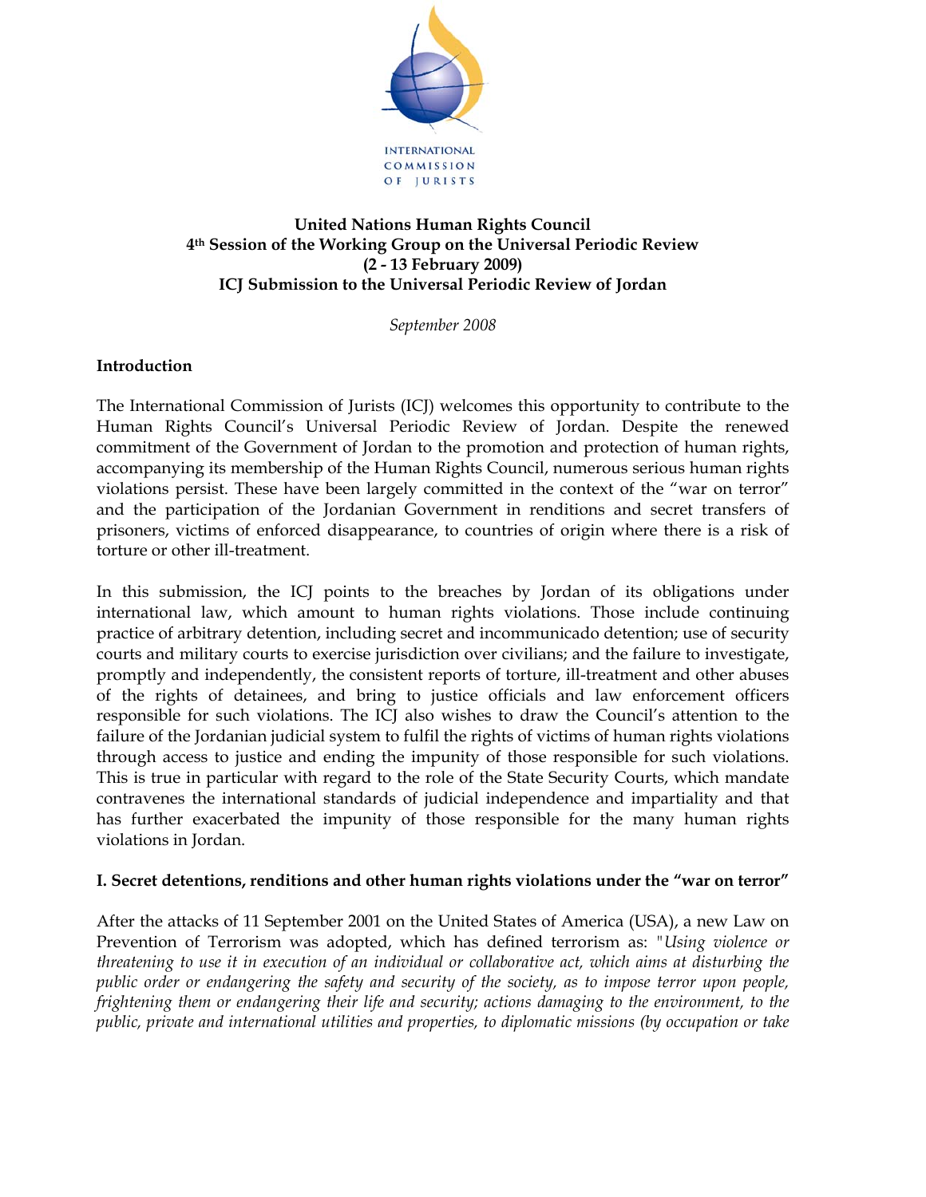INTERNATIONAL COMMISSION OF JURISTS

**United Nations Human Rights Council**
**4th Session of the Working Group on the Universal Periodic Review**
**(2 - 13 February 2009)**
**ICJ Submission to the Universal Periodic Review of Jordan**

*September 2008*

## Introduction

The International Commission of Jurists (ICJ) welcomes this opportunity to contribute to the Human Rights Council's Universal Periodic Review of Jordan. Despite the renewed commitment of the Government of Jordan to the promotion and protection of human rights, accompanying its membership of the Human Rights Council, numerous serious human rights violations persist. These have been largely committed in the context of the "war on terror" and the participation of the Jordanian Government in renditions and secret transfers of prisoners, victims of enforced disappearance, to countries of origin where there is a risk of torture or other ill-treatment.

In this submission, the ICJ points to the breaches by Jordan of its obligations under international law, which amount to human rights violations. Those include continuing practice of arbitrary detention, including secret and incommunicado detention; use of security courts and military courts to exercise jurisdiction over civilians; and the failure to investigate, promptly and independently, the consistent reports of torture, ill-treatment and other abuses of the rights of detainees, and bring to justice officials and law enforcement officers responsible for such violations. The ICJ also wishes to draw the Council's attention to the failure of the Jordanian judicial system to fulfil the rights of victims of human rights violations through access to justice and ending the impunity of those responsible for such violations. This is true in particular with regard to the role of the State Security Courts, which mandate contravenes the international standards of judicial independence and impartiality and that has further exacerbated the impunity of those responsible for the many human rights violations in Jordan.

## I. Secret detentions, renditions and other human rights violations under the "war on terror"

After the attacks of 11 September 2001 on the United States of America (USA), a new Law on Prevention of Terrorism was adopted, which has defined terrorism as: "*Using violence or threatening to use it in execution of an individual or collaborative act, which aims at disturbing the public order or endangering the safety and security of the society, as to impose terror upon people, frightening them or endangering their life and security; actions damaging to the environment, to the public, private and international utilities and properties, to diplomatic missions (by occupation or take*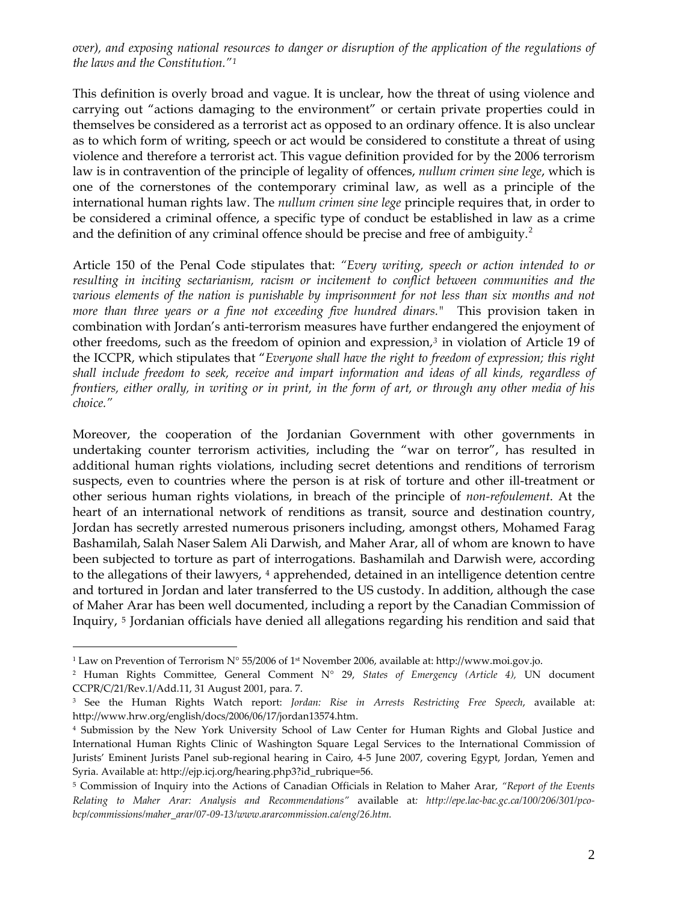*over), and exposing national resources to danger or disruption of the application of the regulations of the laws and the Constitution."*[1]

This definition is overly broad and vague. It is unclear, how the threat of using violence and carrying out "actions damaging to the environment" or certain private properties could in themselves be considered as a terrorist act as opposed to an ordinary offence. It is also unclear as to which form of writing, speech or act would be considered to constitute a threat of using violence and therefore a terrorist act. This vague definition provided for by the 2006 terrorism law is in contravention of the principle of legality of offences, *nullum crimen sine lege*, which is one of the cornerstones of the contemporary criminal law, as well as a principle of the international human rights law. The *nullum crimen sine lege* principle requires that, in order to be considered a criminal offence, a specific type of conduct be established in law as a crime and the definition of any criminal offence should be precise and free of ambiguity.[2]

Article 150 of the Penal Code stipulates that: *"Every writing, speech or action intended to or resulting in inciting sectarianism, racism or incitement to conflict between communities and the various elements of the nation is punishable by imprisonment for not less than six months and not more than three years or a fine not exceeding five hundred dinars."* This provision taken in combination with Jordan's anti-terrorism measures have further endangered the enjoyment of other freedoms, such as the freedom of opinion and expression,[3] in violation of Article 19 of the ICCPR, which stipulates that "*Everyone shall have the right to freedom of expression; this right shall include freedom to seek, receive and impart information and ideas of all kinds, regardless of frontiers, either orally, in writing or in print, in the form of art, or through any other media of his choice."*

Moreover, the cooperation of the Jordanian Government with other governments in undertaking counter terrorism activities, including the "war on terror", has resulted in additional human rights violations, including secret detentions and renditions of terrorism suspects, even to countries where the person is at risk of torture and other ill-treatment or other serious human rights violations, in breach of the principle of *non-refoulement*. At the heart of an international network of renditions as transit, source and destination country, Jordan has secretly arrested numerous prisoners including, amongst others, Mohamed Farag Bashamilah, Salah Naser Salem Ali Darwish, and Maher Arar, all of whom are known to have been subjected to torture as part of interrogations. Bashamilah and Darwish were, according to the allegations of their lawyers, [4] apprehended, detained in an intelligence detention centre and tortured in Jordan and later transferred to the US custody. In addition, although the case of Maher Arar has been well documented, including a report by the Canadian Commission of Inquiry, [5] Jordanian officials have denied all allegations regarding his rendition and said that

---

[1] Law on Prevention of Terrorism N° 55/2006 of 1st November 2006, available at: http://www.moi.gov.jo.

[2] Human Rights Committee, General Comment N° 29, *States of Emergency (Article 4),* UN document CCPR/C/21/Rev.1/Add.11, 31 August 2001, para. 7.

[3] See the Human Rights Watch report: *Jordan: Rise in Arrests Restricting Free Speech*, available at: http://www.hrw.org/english/docs/2006/06/17/jordan13574.htm.

[4] Submission by the New York University School of Law Center for Human Rights and Global Justice and International Human Rights Clinic of Washington Square Legal Services to the International Commission of Jurists' Eminent Jurists Panel sub-regional hearing in Cairo, 4-5 June 2007, covering Egypt, Jordan, Yemen and Syria. Available at: http://ejp.icj.org/hearing.php3?id_rubrique=56.

[5] Commission of Inquiry into the Actions of Canadian Officials in Relation to Maher Arar, *"Report of the Events Relating to Maher Arar: Analysis and Recommendations"* available at*: http://epe.lac-bac.gc.ca/100/206/301/pco-bcp/commissions/maher_arar/07-09-13/www.ararcommission.ca/eng/26.htm.*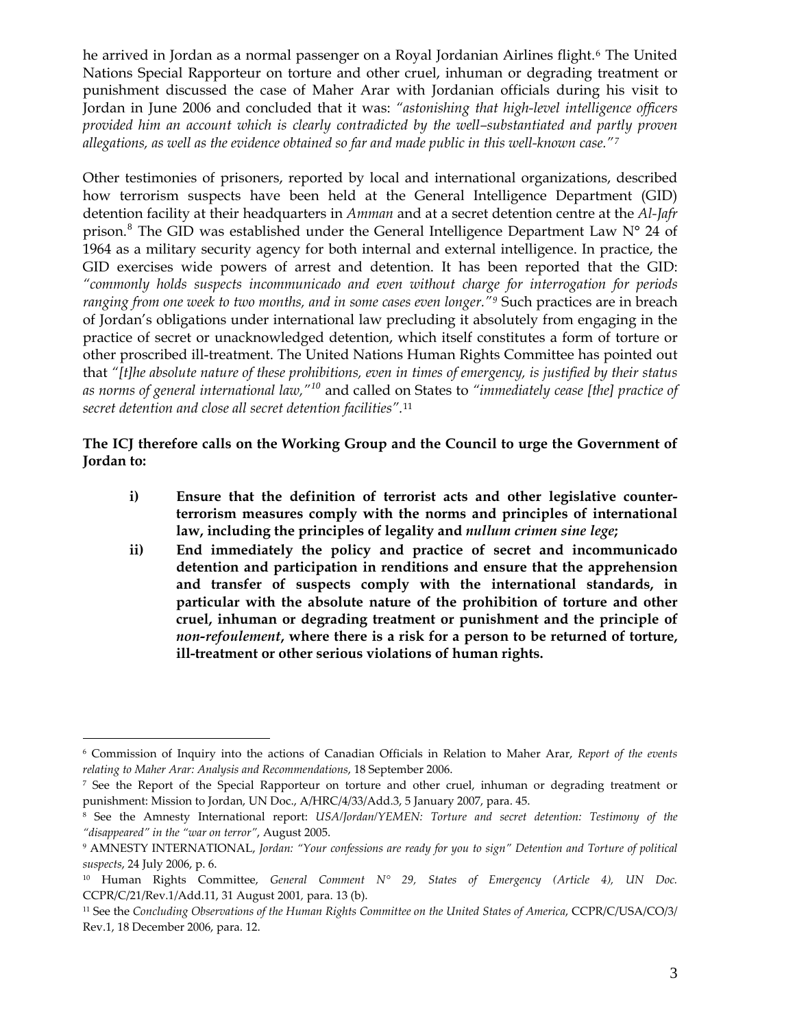he arrived in Jordan as a normal passenger on a Royal Jordanian Airlines flight.[6] The United Nations Special Rapporteur on torture and other cruel, inhuman or degrading treatment or punishment discussed the case of Maher Arar with Jordanian officials during his visit to Jordan in June 2006 and concluded that it was: *"astonishing that high-level intelligence officers provided him an account which is clearly contradicted by the well–substantiated and partly proven allegations, as well as the evidence obtained so far and made public in this well-known case."*[7]

Other testimonies of prisoners, reported by local and international organizations, described how terrorism suspects have been held at the General Intelligence Department (GID) detention facility at their headquarters in *Amman* and at a secret detention centre at the *Al-Jafr* prison.[8] The GID was established under the General Intelligence Department Law N° 24 of 1964 as a military security agency for both internal and external intelligence. In practice, the GID exercises wide powers of arrest and detention. It has been reported that the GID: *"commonly holds suspects incommunicado and even without charge for interrogation for periods ranging from one week to two months, and in some cases even longer."*[9] Such practices are in breach of Jordan's obligations under international law precluding it absolutely from engaging in the practice of secret or unacknowledged detention, which itself constitutes a form of torture or other proscribed ill-treatment. The United Nations Human Rights Committee has pointed out that *"[t]he absolute nature of these prohibitions, even in times of emergency, is justified by their status as norms of general international law,"*[10] and called on States to *"immediately cease [the] practice of secret detention and close all secret detention facilities"*.[11]

**The ICJ therefore calls on the Working Group and the Council to urge the Government of Jordan to:**

- **i) Ensure that the definition of terrorist acts and other legislative counter-terrorism measures comply with the norms and principles of international law, including the principles of legality and *nullum crimen sine lege*;**
- **ii) End immediately the policy and practice of secret and incommunicado detention and participation in renditions and ensure that the apprehension and transfer of suspects comply with the international standards, in particular with the absolute nature of the prohibition of torture and other cruel, inhuman or degrading treatment or punishment and the principle of *non-refoulement*, where there is a risk for a person to be returned of torture, ill-treatment or other serious violations of human rights.**

---

[6] Commission of Inquiry into the actions of Canadian Officials in Relation to Maher Arar, *Report of the events relating to Maher Arar: Analysis and Recommendations*, 18 September 2006.

[7] See the Report of the Special Rapporteur on torture and other cruel, inhuman or degrading treatment or punishment: Mission to Jordan, UN Doc., A/HRC/4/33/Add.3, 5 January 2007, para. 45.

[8] See the Amnesty International report: *USA/Jordan/YEMEN: Torture and secret detention: Testimony of the "disappeared" in the "war on terror"*, August 2005.

[9] AMNESTY INTERNATIONAL, *Jordan: "Your confessions are ready for you to sign" Detention and Torture of political suspects*, 24 July 2006, p. 6.

[10] Human Rights Committee, *General Comment N° 29, States of Emergency (Article 4), UN Doc.* CCPR/C/21/Rev.1/Add.11, 31 August 2001, para. 13 (b).

[11] See the *Concluding Observations of the Human Rights Committee on the United States of America*, CCPR/C/USA/CO/3/Rev.1, 18 December 2006, para. 12.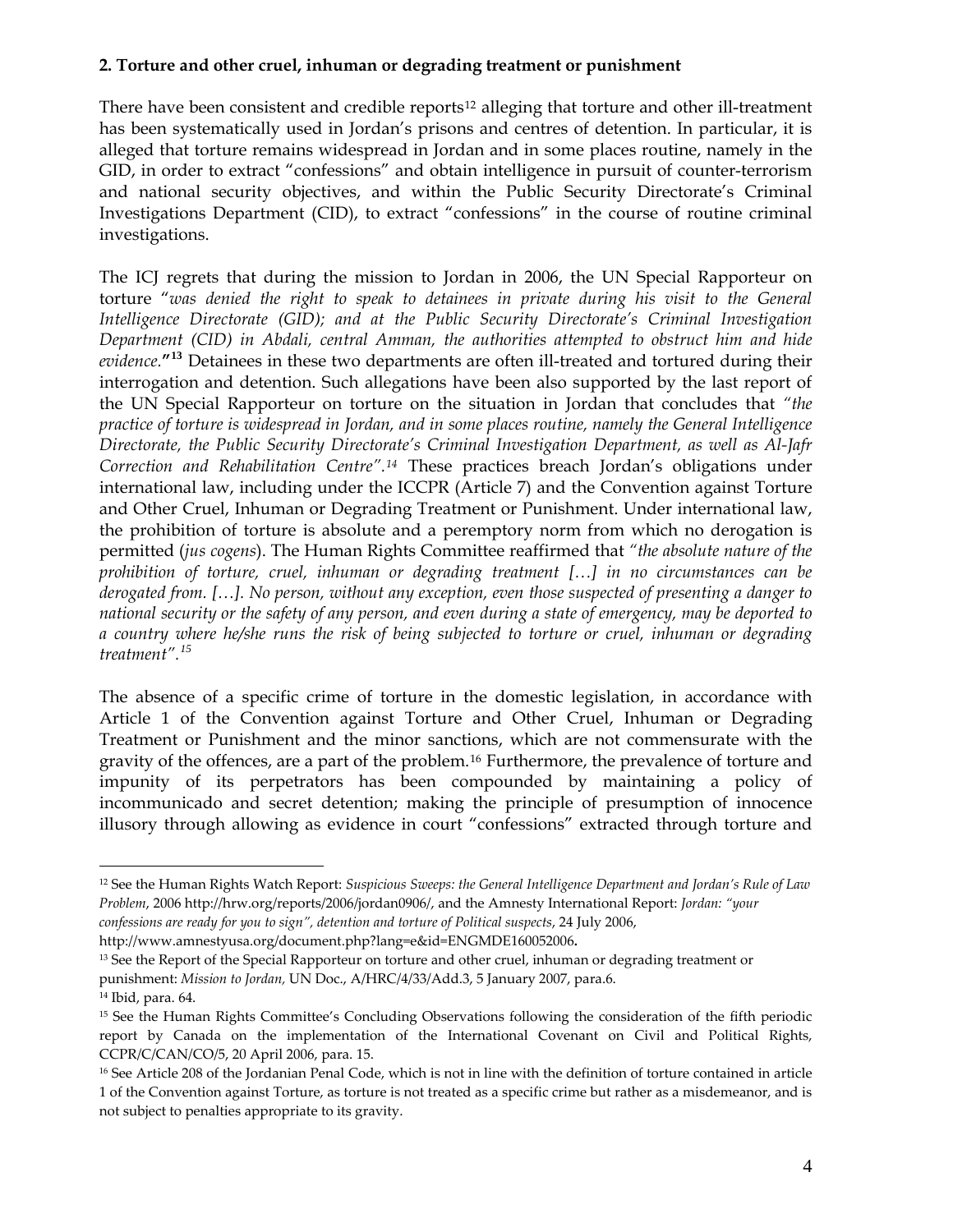**2. Torture and other cruel, inhuman or degrading treatment or punishment**

There have been consistent and credible reports[12] alleging that torture and other ill-treatment has been systematically used in Jordan's prisons and centres of detention. In particular, it is alleged that torture remains widespread in Jordan and in some places routine, namely in the GID, in order to extract "confessions" and obtain intelligence in pursuit of counter-terrorism and national security objectives, and within the Public Security Directorate's Criminal Investigations Department (CID), to extract "confessions" in the course of routine criminal investigations.

The ICJ regrets that during the mission to Jordan in 2006, the UN Special Rapporteur on torture "*was denied the right to speak to detainees in private during his visit to the General Intelligence Directorate (GID); and at the Public Security Directorate's Criminal Investigation Department (CID) in Abdali, central Amman, the authorities attempted to obstruct him and hide evidence.*"[13] Detainees in these two departments are often ill-treated and tortured during their interrogation and detention. Such allegations have been also supported by the last report of the UN Special Rapporteur on torture on the situation in Jordan that concludes that *"the practice of torture is widespread in Jordan, and in some places routine, namely the General Intelligence Directorate, the Public Security Directorate's Criminal Investigation Department, as well as Al-Jafr Correction and Rehabilitation Centre".*[14] These practices breach Jordan's obligations under international law, including under the ICCPR (Article 7) and the Convention against Torture and Other Cruel, Inhuman or Degrading Treatment or Punishment. Under international law, the prohibition of torture is absolute and a peremptory norm from which no derogation is permitted (*jus cogens*). The Human Rights Committee reaffirmed that *"the absolute nature of the prohibition of torture, cruel, inhuman or degrading treatment […] in no circumstances can be derogated from. […]. No person, without any exception, even those suspected of presenting a danger to national security or the safety of any person, and even during a state of emergency, may be deported to a country where he/she runs the risk of being subjected to torture or cruel, inhuman or degrading treatment".*[15]

The absence of a specific crime of torture in the domestic legislation, in accordance with Article 1 of the Convention against Torture and Other Cruel, Inhuman or Degrading Treatment or Punishment and the minor sanctions, which are not commensurate with the gravity of the offences, are a part of the problem.[16] Furthermore, the prevalence of torture and impunity of its perpetrators has been compounded by maintaining a policy of incommunicado and secret detention; making the principle of presumption of innocence illusory through allowing as evidence in court "confessions" extracted through torture and

---

[12] See the Human Rights Watch Report: *Suspicious Sweeps: the General Intelligence Department and Jordan's Rule of Law Problem*, 2006 http://hrw.org/reports/2006/jordan0906/, and the Amnesty International Report: *Jordan: "your confessions are ready for you to sign", detention and torture of Political suspects*, 24 July 2006, http://www.amnestyusa.org/document.php?lang=e&id=ENGMDE160052006.

[13] See the Report of the Special Rapporteur on torture and other cruel, inhuman or degrading treatment or punishment: *Mission to Jordan,* UN Doc., A/HRC/4/33/Add.3, 5 January 2007, para.6.

[14] Ibid, para. 64.

[15] See the Human Rights Committee's Concluding Observations following the consideration of the fifth periodic report by Canada on the implementation of the International Covenant on Civil and Political Rights, CCPR/C/CAN/CO/5, 20 April 2006, para. 15.

[16] See Article 208 of the Jordanian Penal Code, which is not in line with the definition of torture contained in article 1 of the Convention against Torture, as torture is not treated as a specific crime but rather as a misdemeanor, and is not subject to penalties appropriate to its gravity.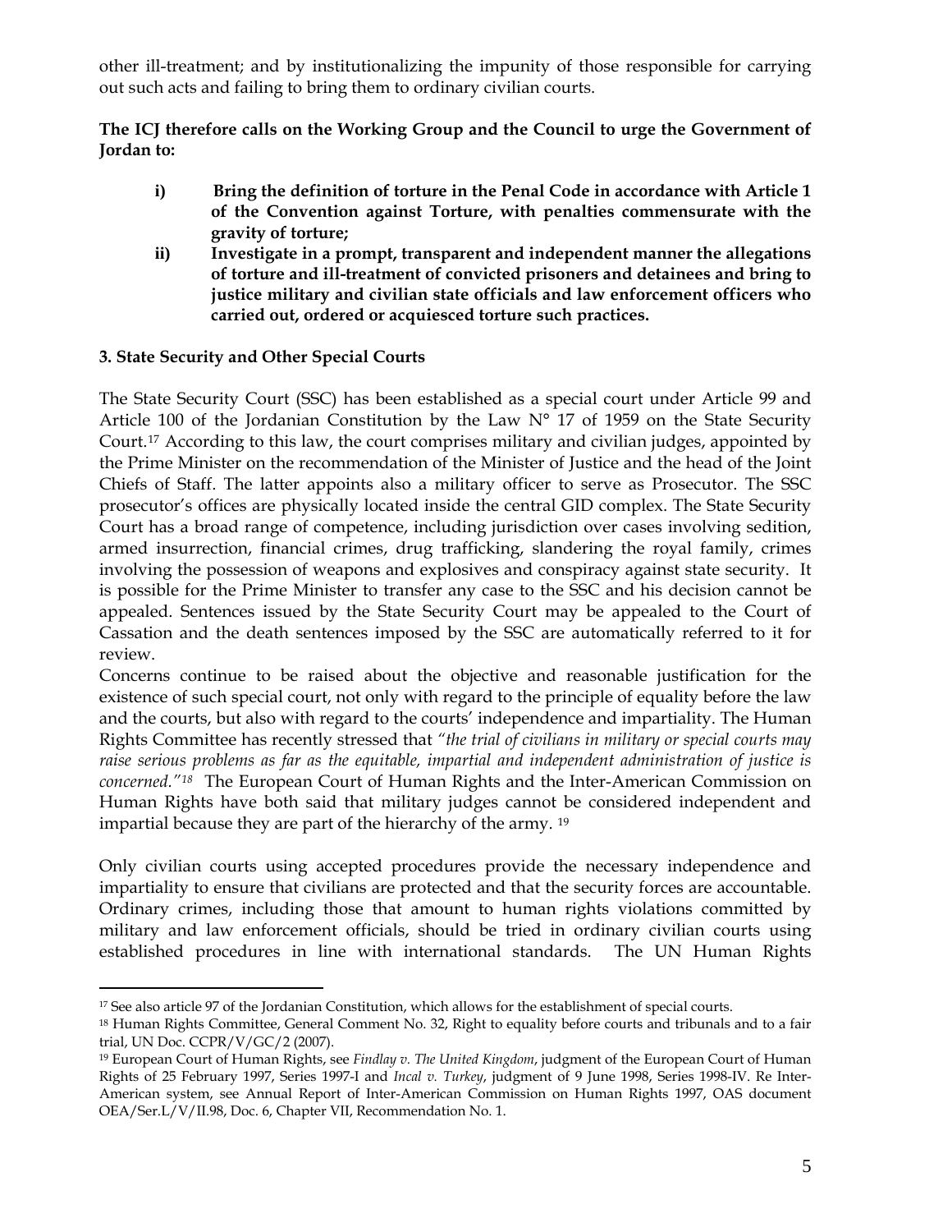other ill-treatment; and by institutionalizing the impunity of those responsible for carrying out such acts and failing to bring them to ordinary civilian courts.

**The ICJ therefore calls on the Working Group and the Council to urge the Government of Jordan to:**

- **i) Bring the definition of torture in the Penal Code in accordance with Article 1 of the Convention against Torture, with penalties commensurate with the gravity of torture;**
- **ii) Investigate in a prompt, transparent and independent manner the allegations of torture and ill-treatment of convicted prisoners and detainees and bring to justice military and civilian state officials and law enforcement officers who carried out, ordered or acquiesced torture such practices.**

### 3. State Security and Other Special Courts

The State Security Court (SSC) has been established as a special court under Article 99 and Article 100 of the Jordanian Constitution by the Law N° 17 of 1959 on the State Security Court.[17] According to this law, the court comprises military and civilian judges, appointed by the Prime Minister on the recommendation of the Minister of Justice and the head of the Joint Chiefs of Staff. The latter appoints also a military officer to serve as Prosecutor. The SSC prosecutor's offices are physically located inside the central GID complex. The State Security Court has a broad range of competence, including jurisdiction over cases involving sedition, armed insurrection, financial crimes, drug trafficking, slandering the royal family, crimes involving the possession of weapons and explosives and conspiracy against state security. It is possible for the Prime Minister to transfer any case to the SSC and his decision cannot be appealed. Sentences issued by the State Security Court may be appealed to the Court of Cassation and the death sentences imposed by the SSC are automatically referred to it for review.

Concerns continue to be raised about the objective and reasonable justification for the existence of such special court, not only with regard to the principle of equality before the law and the courts, but also with regard to the courts' independence and impartiality. The Human Rights Committee has recently stressed that *"the trial of civilians in military or special courts may raise serious problems as far as the equitable, impartial and independent administration of justice is concerned."*[18] The European Court of Human Rights and the Inter-American Commission on Human Rights have both said that military judges cannot be considered independent and impartial because they are part of the hierarchy of the army.[19]

Only civilian courts using accepted procedures provide the necessary independence and impartiality to ensure that civilians are protected and that the security forces are accountable. Ordinary crimes, including those that amount to human rights violations committed by military and law enforcement officials, should be tried in ordinary civilian courts using established procedures in line with international standards. The UN Human Rights

---

[17] See also article 97 of the Jordanian Constitution, which allows for the establishment of special courts.

[18] Human Rights Committee, General Comment No. 32, Right to equality before courts and tribunals and to a fair trial, UN Doc. CCPR/V/GC/2 (2007).

[19] European Court of Human Rights, see *Findlay v. The United Kingdom*, judgment of the European Court of Human Rights of 25 February 1997, Series 1997-I and *Incal v. Turkey*, judgment of 9 June 1998, Series 1998-IV. Re Inter-American system, see Annual Report of Inter-American Commission on Human Rights 1997, OAS document OEA/Ser.L/V/II.98, Doc. 6, Chapter VII, Recommendation No. 1.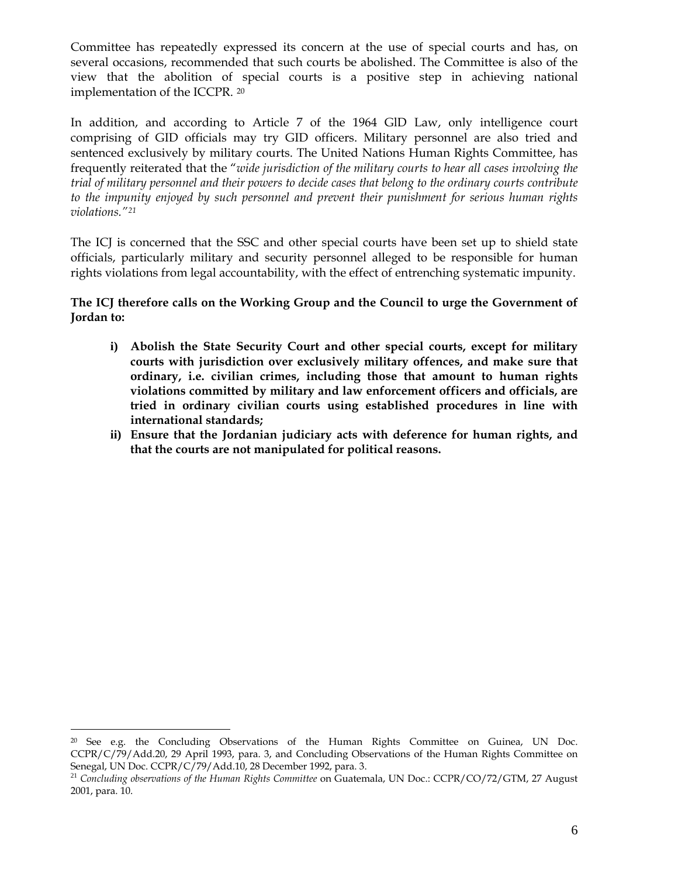Committee has repeatedly expressed its concern at the use of special courts and has, on several occasions, recommended that such courts be abolished. The Committee is also of the view that the abolition of special courts is a positive step in achieving national implementation of the ICCPR. [20]

In addition, and according to Article 7 of the 1964 GlD Law, only intelligence court comprising of GID officials may try GID officers. Military personnel are also tried and sentenced exclusively by military courts. The United Nations Human Rights Committee, has frequently reiterated that the "*wide jurisdiction of the military courts to hear all cases involving the trial of military personnel and their powers to decide cases that belong to the ordinary courts contribute to the impunity enjoyed by such personnel and prevent their punishment for serious human rights violations.*"[21]

The ICJ is concerned that the SSC and other special courts have been set up to shield state officials, particularly military and security personnel alleged to be responsible for human rights violations from legal accountability, with the effect of entrenching systematic impunity.

**The ICJ therefore calls on the Working Group and the Council to urge the Government of Jordan to:**

- **i) Abolish the State Security Court and other special courts, except for military courts with jurisdiction over exclusively military offences, and make sure that ordinary, i.e. civilian crimes, including those that amount to human rights violations committed by military and law enforcement officers and officials, are tried in ordinary civilian courts using established procedures in line with international standards;**
- **ii) Ensure that the Jordanian judiciary acts with deference for human rights, and that the courts are not manipulated for political reasons.**

---

[20] See e.g. the Concluding Observations of the Human Rights Committee on Guinea, UN Doc. CCPR/C/79/Add.20, 29 April 1993, para. 3, and Concluding Observations of the Human Rights Committee on Senegal, UN Doc. CCPR/C/79/Add.10, 28 December 1992, para. 3.

[21] *Concluding observations of the Human Rights Committee* on Guatemala, UN Doc.: CCPR/CO/72/GTM, 27 August 2001, para. 10.